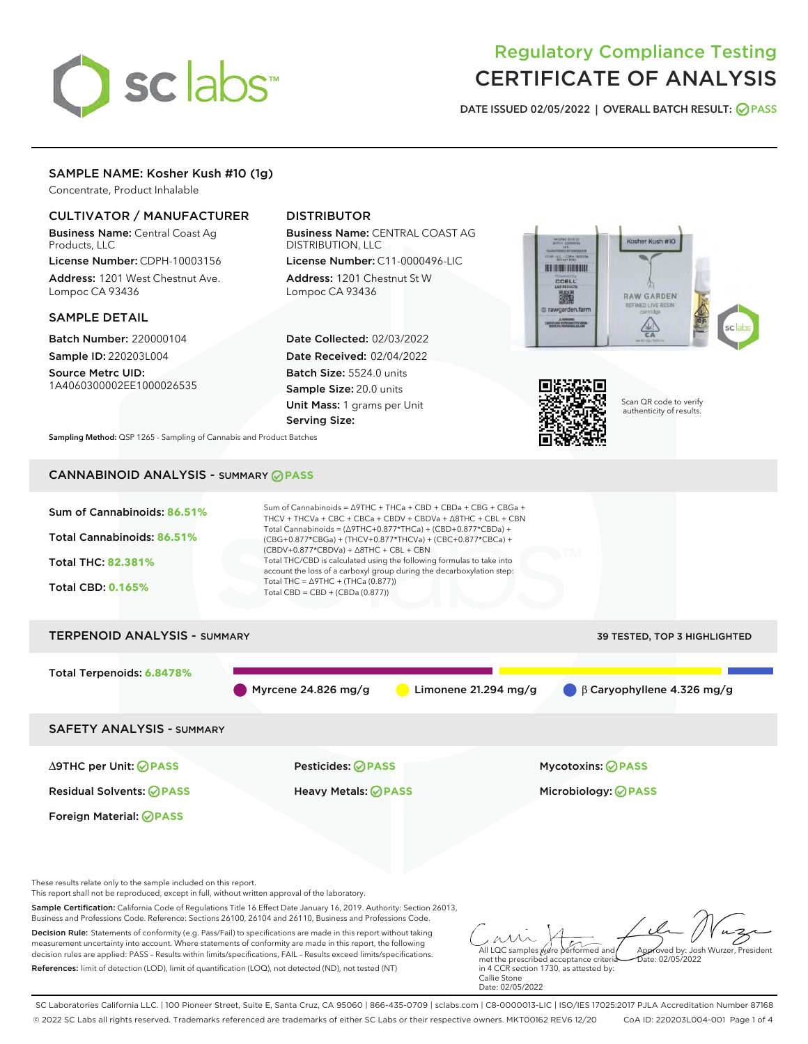# Regulatory Compliance Testing
# CERTIFICATE OF ANALYSIS

DATE ISSUED 02/05/2022 | OVERALL BATCH RESULT: PASS

## SAMPLE NAME: Kosher Kush #10 (1g)

Concentrate, Product Inhalable

### CULTIVATOR / MANUFACTURER

**Business Name:** Central Coast Ag Products, LLC
**License Number:** CDPH-10003156
**Address:** 1201 West Chestnut Ave. Lompoc CA 93436

### DISTRIBUTOR

**Business Name:** CENTRAL COAST AG DISTRIBUTION, LLC
**License Number:** C11-0000496-LIC
**Address:** 1201 Chestnut St W Lompoc CA 93436

### SAMPLE DETAIL

**Batch Number:** 220000104
**Sample ID:** 220203L004
**Source Metrc UID:** 1A4060300002EE1000026535

**Date Collected:** 02/03/2022
**Date Received:** 02/04/2022
**Batch Size:** 5524.0 units
**Sample Size:** 20.0 units
**Unit Mass:** 1 grams per Unit
**Serving Size:**

Scan QR code to verify authenticity of results.

**Sampling Method:** QSP 1265 - Sampling of Cannabis and Product Batches

## CANNABINOID ANALYSIS - SUMMARY PASS

Sum of Cannabinoids: **86.51%**
Total Cannabinoids: **86.51%**
Total THC: **82.381%**
Total CBD: **0.165%**

Sum of Cannabinoids = Δ9THC + THCa + CBD + CBDa + CBG + CBGa + THCV + THCVa + CBC + CBCa + CBDV + CBDVa + Δ8THC + CBL + CBN
Total Cannabinoids = (Δ9THC+0.877*THCa) + (CBD+0.877*CBDa) + (CBG+0.877*CBGa) + (THCV+0.877*THCVa) + (CBC+0.877*CBCa) + (CBDV+0.877*CBDVa) + Δ8THC + CBL + CBN
Total THC/CBD is calculated using the following formulas to take into account the loss of a carboxyl group during the decarboxylation step:
Total THC = Δ9THC + (THCa (0.877))
Total CBD = CBD + (CBDa (0.877))

## TERPENOID ANALYSIS - SUMMARY

39 TESTED, TOP 3 HIGHLIGHTED

Total Terpenoids: **6.8478%**

Myrcene 24.826 mg/g | Limonene 21.294 mg/g | β Caryophyllene 4.326 mg/g

## SAFETY ANALYSIS - SUMMARY

| | | |
|---|---|---|
| Δ9THC per Unit: PASS | Pesticides: PASS | Mycotoxins: PASS |
| Residual Solvents: PASS | Heavy Metals: PASS | Microbiology: PASS |
| Foreign Material: PASS | | |

These results relate only to the sample included on this report.
This report shall not be reproduced, except in full, without written approval of the laboratory.

**Sample Certification:** California Code of Regulations Title 16 Effect Date January 16, 2019. Authority: Section 26013, Business and Professions Code. Reference: Sections 26100, 26104 and 26110, Business and Professions Code.

**Decision Rule:** Statements of conformity (e.g. Pass/Fail) to specifications are made in this report without taking measurement uncertainty into account. Where statements of conformity are made in this report, the following decision rules are applied: PASS – Results within limits/specifications, FAIL – Results exceed limits/specifications.

**References:** limit of detection (LOD), limit of quantification (LOQ), not detected (ND), not tested (NT)

All LQC samples were performed and met the prescribed acceptance criteria in 4 CCR section 1730, as attested by: Callie Stone
Date: 02/05/2022

Approved by: Josh Wurzer, President
Date: 02/05/2022

SC Laboratories California LLC. | 100 Pioneer Street, Suite E, Santa Cruz, CA 95060 | 866-435-0709 | sclabs.com | C8-0000013-LIC | ISO/IES 17025:2017 PJLA Accreditation Number 87168
© 2022 SC Labs all rights reserved. Trademarks referenced are trademarks of either SC Labs or their respective owners. MKT00162 REV6 12/20 CoA ID: 220203L004-001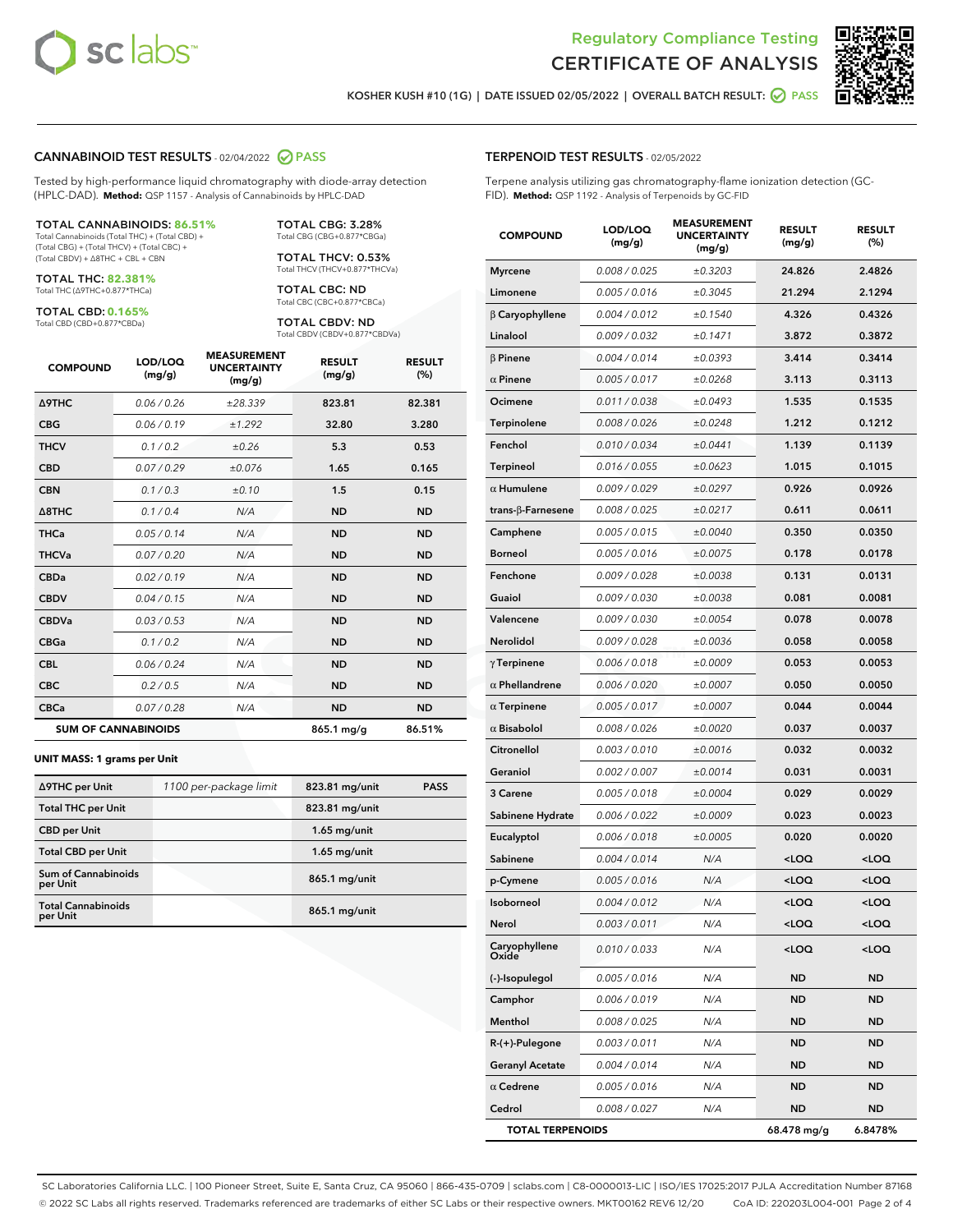Regulatory Compliance Testing
# CERTIFICATE OF ANALYSIS

KOSHER KUSH #10 (1G) | DATE ISSUED 02/05/2022 | OVERALL BATCH RESULT: PASS

## CANNABINOID TEST RESULTS - 02/04/2022 PASS

Tested by high-performance liquid chromatography with diode-array detection (HPLC-DAD). **Method:** QSP 1157 - Analysis of Cannabinoids by HPLC-DAD

**TOTAL CANNABINOIDS: 86.51%**
Total Cannabinoids (Total THC) + (Total CBD) + (Total CBG) + (Total THCV) + (Total CBC) + (Total CBDV) + Δ8THC + CBL + CBN

**TOTAL THC: 82.381%**
Total THC (Δ9THC+0.877*THCa)

**TOTAL CBD: 0.165%**
Total CBD (CBD+0.877*CBDa)

**TOTAL CBG: 3.28%**
Total CBG (CBG+0.877*CBGa)

**TOTAL THCV: 0.53%**
Total THCV (THCV+0.877*THCVa)

**TOTAL CBC: ND**
Total CBC (CBC+0.877*CBCa)

**TOTAL CBDV: ND**
Total CBDV (CBDV+0.877*CBDVa)

| COMPOUND | LOD/LOQ (mg/g) | MEASUREMENT UNCERTAINTY (mg/g) | RESULT (mg/g) | RESULT (%) |
|---|---|---|---|---|
| Δ9THC | 0.06 / 0.26 | ±28.339 | 823.81 | 82.381 |
| CBG | 0.06 / 0.19 | ±1.292 | 32.80 | 3.280 |
| THCV | 0.1 / 0.2 | ±0.26 | 5.3 | 0.53 |
| CBD | 0.07 / 0.29 | ±0.076 | 1.65 | 0.165 |
| CBN | 0.1 / 0.3 | ±0.10 | 1.5 | 0.15 |
| Δ8THC | 0.1 / 0.4 | N/A | ND | ND |
| THCa | 0.05 / 0.14 | N/A | ND | ND |
| THCVa | 0.07 / 0.20 | N/A | ND | ND |
| CBDa | 0.02 / 0.19 | N/A | ND | ND |
| CBDV | 0.04 / 0.15 | N/A | ND | ND |
| CBDVa | 0.03 / 0.53 | N/A | ND | ND |
| CBGa | 0.1 / 0.2 | N/A | ND | ND |
| CBL | 0.06 / 0.24 | N/A | ND | ND |
| CBC | 0.2 / 0.5 | N/A | ND | ND |
| CBCa | 0.07 / 0.28 | N/A | ND | ND |
| **SUM OF CANNABINOIDS** | | | 865.1 mg/g | 86.51% |

**UNIT MASS: 1 grams per Unit**

| | | | |
|---|---|---|---|
| Δ9THC per Unit | 1100 per-package limit | 823.81 mg/unit | PASS |
| Total THC per Unit | | 823.81 mg/unit | |
| CBD per Unit | | 1.65 mg/unit | |
| Total CBD per Unit | | 1.65 mg/unit | |
| Sum of Cannabinoids per Unit | | 865.1 mg/unit | |
| Total Cannabinoids per Unit | | 865.1 mg/unit | |

## TERPENOID TEST RESULTS - 02/05/2022

Terpene analysis utilizing gas chromatography-flame ionization detection (GC-FID). **Method:** QSP 1192 - Analysis of Terpenoids by GC-FID

| COMPOUND | LOD/LOQ (mg/g) | MEASUREMENT UNCERTAINTY (mg/g) | RESULT (mg/g) | RESULT (%) |
|---|---|---|---|---|
| Myrcene | 0.008 / 0.025 | ±0.3203 | 24.826 | 2.4826 |
| Limonene | 0.005 / 0.016 | ±0.3045 | 21.294 | 2.1294 |
| β Caryophyllene | 0.004 / 0.012 | ±0.1540 | 4.326 | 0.4326 |
| Linalool | 0.009 / 0.032 | ±0.1471 | 3.872 | 0.3872 |
| β Pinene | 0.004 / 0.014 | ±0.0393 | 3.414 | 0.3414 |
| α Pinene | 0.005 / 0.017 | ±0.0268 | 3.113 | 0.3113 |
| Ocimene | 0.011 / 0.038 | ±0.0493 | 1.535 | 0.1535 |
| Terpinolene | 0.008 / 0.026 | ±0.0248 | 1.212 | 0.1212 |
| Fenchol | 0.010 / 0.034 | ±0.0441 | 1.139 | 0.1139 |
| Terpineol | 0.016 / 0.055 | ±0.0623 | 1.015 | 0.1015 |
| α Humulene | 0.009 / 0.029 | ±0.0297 | 0.926 | 0.0926 |
| trans-β-Farnesene | 0.008 / 0.025 | ±0.0217 | 0.611 | 0.0611 |
| Camphene | 0.005 / 0.015 | ±0.0040 | 0.350 | 0.0350 |
| Borneol | 0.005 / 0.016 | ±0.0075 | 0.178 | 0.0178 |
| Fenchone | 0.009 / 0.028 | ±0.0038 | 0.131 | 0.0131 |
| Guaiol | 0.009 / 0.030 | ±0.0038 | 0.081 | 0.0081 |
| Valencene | 0.009 / 0.030 | ±0.0054 | 0.078 | 0.0078 |
| Nerolidol | 0.009 / 0.028 | ±0.0036 | 0.058 | 0.0058 |
| γ Terpinene | 0.006 / 0.018 | ±0.0009 | 0.053 | 0.0053 |
| α Phellandrene | 0.006 / 0.020 | ±0.0007 | 0.050 | 0.0050 |
| α Terpinene | 0.005 / 0.017 | ±0.0007 | 0.044 | 0.0044 |
| α Bisabolol | 0.008 / 0.026 | ±0.0020 | 0.037 | 0.0037 |
| Citronellol | 0.003 / 0.010 | ±0.0016 | 0.032 | 0.0032 |
| Geraniol | 0.002 / 0.007 | ±0.0014 | 0.031 | 0.0031 |
| 3 Carene | 0.005 / 0.018 | ±0.0004 | 0.029 | 0.0029 |
| Sabinene Hydrate | 0.006 / 0.022 | ±0.0009 | 0.023 | 0.0023 |
| Eucalyptol | 0.006 / 0.018 | ±0.0005 | 0.020 | 0.0020 |
| Sabinene | 0.004 / 0.014 | N/A | <LOQ | <LOQ |
| p-Cymene | 0.005 / 0.016 | N/A | <LOQ | <LOQ |
| Isoborneol | 0.004 / 0.012 | N/A | <LOQ | <LOQ |
| Nerol | 0.003 / 0.011 | N/A | <LOQ | <LOQ |
| Caryophyllene Oxide | 0.010 / 0.033 | N/A | <LOQ | <LOQ |
| (-)-Isopulegol | 0.005 / 0.016 | N/A | ND | ND |
| Camphor | 0.006 / 0.019 | N/A | ND | ND |
| Menthol | 0.008 / 0.025 | N/A | ND | ND |
| R-(+)-Pulegone | 0.003 / 0.011 | N/A | ND | ND |
| Geranyl Acetate | 0.004 / 0.014 | N/A | ND | ND |
| α Cedrene | 0.005 / 0.016 | N/A | ND | ND |
| Cedrol | 0.008 / 0.027 | N/A | ND | ND |
| **TOTAL TERPENOIDS** | | | 68.478 mg/g | 6.8478% |

SC Laboratories California LLC. | 100 Pioneer Street, Suite E, Santa Cruz, CA 95060 | 866-435-0709 | sclabs.com | C8-0000013-LIC | ISO/IES 17025:2017 PJLA Accreditation Number 87168
© 2022 SC Labs all rights reserved. Trademarks referenced are trademarks of either SC Labs or their respective owners. MKT00162 REV6 12/20 CoA ID: 220203L004-001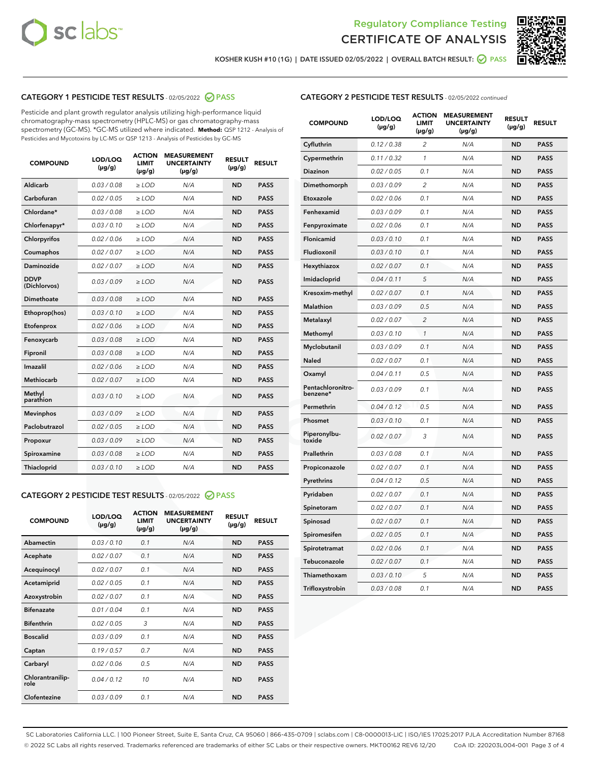Regulatory Compliance Testing

# CERTIFICATE OF ANALYSIS

KOSHER KUSH #10 (1G) | DATE ISSUED 02/05/2022 | OVERALL BATCH RESULT: PASS

## CATEGORY 1 PESTICIDE TEST RESULTS - 02/05/2022 PASS

Pesticide and plant growth regulator analysis utilizing high-performance liquid chromatography-mass spectrometry (HPLC-MS) or gas chromatography-mass spectrometry (GC-MS). *GC-MS utilized where indicated. **Method:** QSP 1212 - Analysis of Pesticides and Mycotoxins by LC-MS or QSP 1213 - Analysis of Pesticides by GC-MS

| COMPOUND | LOD/LOQ (µg/g) | ACTION LIMIT (µg/g) | MEASUREMENT UNCERTAINTY (µg/g) | RESULT (µg/g) | RESULT |
|---|---|---|---|---|---|
| Aldicarb | 0.03 / 0.08 | ≥ LOD | N/A | ND | PASS |
| Carbofuran | 0.02 / 0.05 | ≥ LOD | N/A | ND | PASS |
| Chlordane* | 0.03 / 0.08 | ≥ LOD | N/A | ND | PASS |
| Chlorfenapyr* | 0.03 / 0.10 | ≥ LOD | N/A | ND | PASS |
| Chlorpyrifos | 0.02 / 0.06 | ≥ LOD | N/A | ND | PASS |
| Coumaphos | 0.02 / 0.07 | ≥ LOD | N/A | ND | PASS |
| Daminozide | 0.02 / 0.07 | ≥ LOD | N/A | ND | PASS |
| DDVP (Dichlorvos) | 0.03 / 0.09 | ≥ LOD | N/A | ND | PASS |
| Dimethoate | 0.03 / 0.08 | ≥ LOD | N/A | ND | PASS |
| Ethoprop(hos) | 0.03 / 0.10 | ≥ LOD | N/A | ND | PASS |
| Etofenprox | 0.02 / 0.06 | ≥ LOD | N/A | ND | PASS |
| Fenoxycarb | 0.03 / 0.08 | ≥ LOD | N/A | ND | PASS |
| Fipronil | 0.03 / 0.08 | ≥ LOD | N/A | ND | PASS |
| Imazalil | 0.02 / 0.06 | ≥ LOD | N/A | ND | PASS |
| Methiocarb | 0.02 / 0.07 | ≥ LOD | N/A | ND | PASS |
| Methyl parathion | 0.03 / 0.10 | ≥ LOD | N/A | ND | PASS |
| Mevinphos | 0.03 / 0.09 | ≥ LOD | N/A | ND | PASS |
| Paclobutrazol | 0.02 / 0.05 | ≥ LOD | N/A | ND | PASS |
| Propoxur | 0.03 / 0.09 | ≥ LOD | N/A | ND | PASS |
| Spiroxamine | 0.03 / 0.08 | ≥ LOD | N/A | ND | PASS |
| Thiacloprid | 0.03 / 0.10 | ≥ LOD | N/A | ND | PASS |

## CATEGORY 2 PESTICIDE TEST RESULTS - 02/05/2022 PASS

| COMPOUND | LOD/LOQ (µg/g) | ACTION LIMIT (µg/g) | MEASUREMENT UNCERTAINTY (µg/g) | RESULT (µg/g) | RESULT |
|---|---|---|---|---|---|
| Abamectin | 0.03 / 0.10 | 0.1 | N/A | ND | PASS |
| Acephate | 0.02 / 0.07 | 0.1 | N/A | ND | PASS |
| Acequinocyl | 0.02 / 0.07 | 0.1 | N/A | ND | PASS |
| Acetamiprid | 0.02 / 0.05 | 0.1 | N/A | ND | PASS |
| Azoxystrobin | 0.02 / 0.07 | 0.1 | N/A | ND | PASS |
| Bifenazate | 0.01 / 0.04 | 0.1 | N/A | ND | PASS |
| Bifenthrin | 0.02 / 0.05 | 3 | N/A | ND | PASS |
| Boscalid | 0.03 / 0.09 | 0.1 | N/A | ND | PASS |
| Captan | 0.19 / 0.57 | 0.7 | N/A | ND | PASS |
| Carbaryl | 0.02 / 0.06 | 0.5 | N/A | ND | PASS |
| Chlorantraniliprole | 0.04 / 0.12 | 10 | N/A | ND | PASS |
| Clofentezine | 0.03 / 0.09 | 0.1 | N/A | ND | PASS |
| Cyfluthrin | 0.12 / 0.38 | 2 | N/A | ND | PASS |
| Cypermethrin | 0.11 / 0.32 | 1 | N/A | ND | PASS |
| Diazinon | 0.02 / 0.05 | 0.1 | N/A | ND | PASS |
| Dimethomorph | 0.03 / 0.09 | 2 | N/A | ND | PASS |
| Etoxazole | 0.02 / 0.06 | 0.1 | N/A | ND | PASS |
| Fenhexamid | 0.03 / 0.09 | 0.1 | N/A | ND | PASS |
| Fenpyroximate | 0.02 / 0.06 | 0.1 | N/A | ND | PASS |
| Flonicamid | 0.03 / 0.10 | 0.1 | N/A | ND | PASS |
| Fludioxonil | 0.03 / 0.10 | 0.1 | N/A | ND | PASS |
| Hexythiazox | 0.02 / 0.07 | 0.1 | N/A | ND | PASS |
| Imidacloprid | 0.04 / 0.11 | 5 | N/A | ND | PASS |
| Kresoxim-methyl | 0.02 / 0.07 | 0.1 | N/A | ND | PASS |
| Malathion | 0.03 / 0.09 | 0.5 | N/A | ND | PASS |
| Metalaxyl | 0.02 / 0.07 | 2 | N/A | ND | PASS |
| Methomyl | 0.03 / 0.10 | 1 | N/A | ND | PASS |
| Myclobutanil | 0.03 / 0.09 | 0.1 | N/A | ND | PASS |
| Naled | 0.02 / 0.07 | 0.1 | N/A | ND | PASS |
| Oxamyl | 0.04 / 0.11 | 0.5 | N/A | ND | PASS |
| Pentachloronitrobenzene* | 0.03 / 0.09 | 0.1 | N/A | ND | PASS |
| Permethrin | 0.04 / 0.12 | 0.5 | N/A | ND | PASS |
| Phosmet | 0.03 / 0.10 | 0.1 | N/A | ND | PASS |
| Piperonylbutoxide | 0.02 / 0.07 | 3 | N/A | ND | PASS |
| Prallethrin | 0.03 / 0.08 | 0.1 | N/A | ND | PASS |
| Propiconazole | 0.02 / 0.07 | 0.1 | N/A | ND | PASS |
| Pyrethrins | 0.04 / 0.12 | 0.5 | N/A | ND | PASS |
| Pyridaben | 0.02 / 0.07 | 0.1 | N/A | ND | PASS |
| Spinetoram | 0.02 / 0.07 | 0.1 | N/A | ND | PASS |
| Spinosad | 0.02 / 0.07 | 0.1 | N/A | ND | PASS |
| Spiromesifen | 0.02 / 0.05 | 0.1 | N/A | ND | PASS |
| Spirotetramat | 0.02 / 0.06 | 0.1 | N/A | ND | PASS |
| Tebuconazole | 0.02 / 0.07 | 0.1 | N/A | ND | PASS |
| Thiamethoxam | 0.03 / 0.10 | 5 | N/A | ND | PASS |
| Trifloxystrobin | 0.03 / 0.08 | 0.1 | N/A | ND | PASS |

SC Laboratories California LLC. | 100 Pioneer Street, Suite E, Santa Cruz, CA 95060 | 866-435-0709 | sclabs.com | C8-0000013-LIC | ISO/IES 17025:2017 PJLA Accreditation Number 87168
© 2022 SC Labs all rights reserved. Trademarks referenced are trademarks of either SC Labs or their respective owners. MKT00162 REV6 12/20 CoA ID: 220203L004-001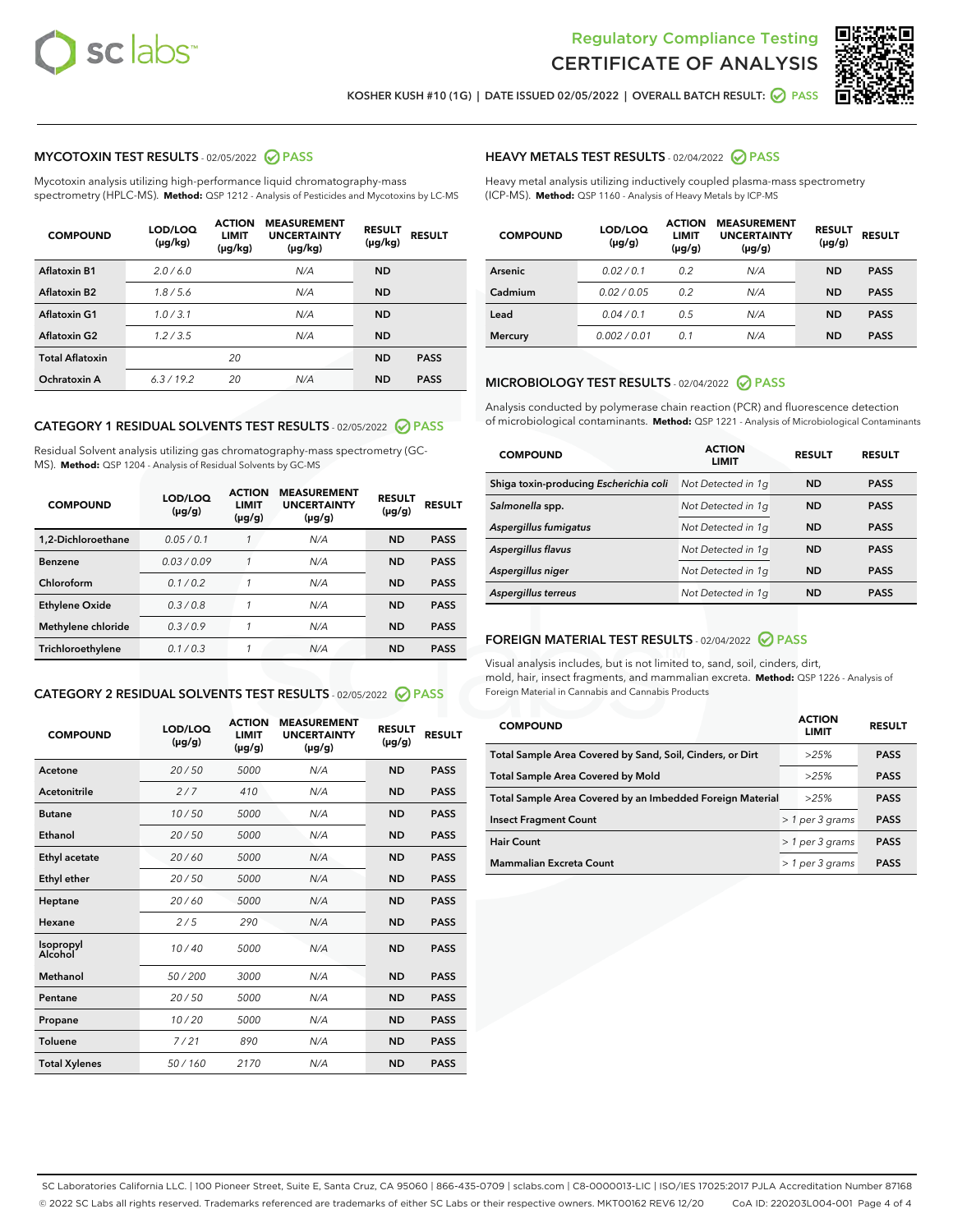Regulatory Compliance Testing

# CERTIFICATE OF ANALYSIS

KOSHER KUSH #10 (1G) | DATE ISSUED 02/05/2022 | OVERALL BATCH RESULT: PASS

## MYCOTOXIN TEST RESULTS - 02/05/2022 PASS

Mycotoxin analysis utilizing high-performance liquid chromatography-mass spectrometry (HPLC-MS). **Method:** QSP 1212 - Analysis of Pesticides and Mycotoxins by LC-MS

| COMPOUND | LOD/LOQ (µg/kg) | ACTION LIMIT (µg/kg) | MEASUREMENT UNCERTAINTY (µg/kg) | RESULT (µg/kg) | RESULT |
|---|---|---|---|---|---|
| Aflatoxin B1 | 2.0 / 6.0 | | N/A | ND | |
| Aflatoxin B2 | 1.8 / 5.6 | | N/A | ND | |
| Aflatoxin G1 | 1.0 / 3.1 | | N/A | ND | |
| Aflatoxin G2 | 1.2 / 3.5 | | N/A | ND | |
| Total Aflatoxin | | 20 | | ND | PASS |
| Ochratoxin A | 6.3 / 19.2 | 20 | N/A | ND | PASS |

## CATEGORY 1 RESIDUAL SOLVENTS TEST RESULTS - 02/05/2022 PASS

Residual Solvent analysis utilizing gas chromatography-mass spectrometry (GC-MS). **Method:** QSP 1204 - Analysis of Residual Solvents by GC-MS

| COMPOUND | LOD/LOQ (µg/g) | ACTION LIMIT (µg/g) | MEASUREMENT UNCERTAINTY (µg/g) | RESULT (µg/g) | RESULT |
|---|---|---|---|---|---|
| 1,2-Dichloroethane | 0.05 / 0.1 | 1 | N/A | ND | PASS |
| Benzene | 0.03 / 0.09 | 1 | N/A | ND | PASS |
| Chloroform | 0.1 / 0.2 | 1 | N/A | ND | PASS |
| Ethylene Oxide | 0.3 / 0.8 | 1 | N/A | ND | PASS |
| Methylene chloride | 0.3 / 0.9 | 1 | N/A | ND | PASS |
| Trichloroethylene | 0.1 / 0.3 | 1 | N/A | ND | PASS |

## CATEGORY 2 RESIDUAL SOLVENTS TEST RESULTS - 02/05/2022 PASS

| COMPOUND | LOD/LOQ (µg/g) | ACTION LIMIT (µg/g) | MEASUREMENT UNCERTAINTY (µg/g) | RESULT (µg/g) | RESULT |
|---|---|---|---|---|---|
| Acetone | 20 / 50 | 5000 | N/A | ND | PASS |
| Acetonitrile | 2 / 7 | 410 | N/A | ND | PASS |
| Butane | 10 / 50 | 5000 | N/A | ND | PASS |
| Ethanol | 20 / 50 | 5000 | N/A | ND | PASS |
| Ethyl acetate | 20 / 60 | 5000 | N/A | ND | PASS |
| Ethyl ether | 20 / 50 | 5000 | N/A | ND | PASS |
| Heptane | 20 / 60 | 5000 | N/A | ND | PASS |
| Hexane | 2 / 5 | 290 | N/A | ND | PASS |
| Isopropyl Alcohol | 10 / 40 | 5000 | N/A | ND | PASS |
| Methanol | 50 / 200 | 3000 | N/A | ND | PASS |
| Pentane | 20 / 50 | 5000 | N/A | ND | PASS |
| Propane | 10 / 20 | 5000 | N/A | ND | PASS |
| Toluene | 7 / 21 | 890 | N/A | ND | PASS |
| Total Xylenes | 50 / 160 | 2170 | N/A | ND | PASS |

## HEAVY METALS TEST RESULTS - 02/04/2022 PASS

Heavy metal analysis utilizing inductively coupled plasma-mass spectrometry (ICP-MS). **Method:** QSP 1160 - Analysis of Heavy Metals by ICP-MS

| COMPOUND | LOD/LOQ (µg/g) | ACTION LIMIT (µg/g) | MEASUREMENT UNCERTAINTY (µg/g) | RESULT (µg/g) | RESULT |
|---|---|---|---|---|---|
| Arsenic | 0.02 / 0.1 | 0.2 | N/A | ND | PASS |
| Cadmium | 0.02 / 0.05 | 0.2 | N/A | ND | PASS |
| Lead | 0.04 / 0.1 | 0.5 | N/A | ND | PASS |
| Mercury | 0.002 / 0.01 | 0.1 | N/A | ND | PASS |

## MICROBIOLOGY TEST RESULTS - 02/04/2022 PASS

Analysis conducted by polymerase chain reaction (PCR) and fluorescence detection of microbiological contaminants. **Method:** QSP 1221 - Analysis of Microbiological Contaminants

| COMPOUND | ACTION LIMIT | RESULT | RESULT |
|---|---|---|---|
| Shiga toxin-producing *Escherichia coli* | Not Detected in 1g | ND | PASS |
| *Salmonella* spp. | Not Detected in 1g | ND | PASS |
| *Aspergillus fumigatus* | Not Detected in 1g | ND | PASS |
| *Aspergillus flavus* | Not Detected in 1g | ND | PASS |
| *Aspergillus niger* | Not Detected in 1g | ND | PASS |
| *Aspergillus terreus* | Not Detected in 1g | ND | PASS |

## FOREIGN MATERIAL TEST RESULTS - 02/04/2022 PASS

Visual analysis includes, but is not limited to, sand, soil, cinders, dirt, mold, hair, insect fragments, and mammalian excreta. **Method:** QSP 1226 - Analysis of Foreign Material in Cannabis and Cannabis Products

| COMPOUND | ACTION LIMIT | RESULT |
|---|---|---|
| Total Sample Area Covered by Sand, Soil, Cinders, or Dirt | >25% | PASS |
| Total Sample Area Covered by Mold | >25% | PASS |
| Total Sample Area Covered by an Imbedded Foreign Material | >25% | PASS |
| Insect Fragment Count | > 1 per 3 grams | PASS |
| Hair Count | > 1 per 3 grams | PASS |
| Mammalian Excreta Count | > 1 per 3 grams | PASS |

SC Laboratories California LLC. | 100 Pioneer Street, Suite E, Santa Cruz, CA 95060 | 866-435-0709 | sclabs.com | C8-0000013-LIC | ISO/IES 17025:2017 PJLA Accreditation Number 87168
© 2022 SC Labs all rights reserved. Trademarks referenced are trademarks of either SC Labs or their respective owners. MKT00162 REV6 12/20 CoA ID: 220203L004-001